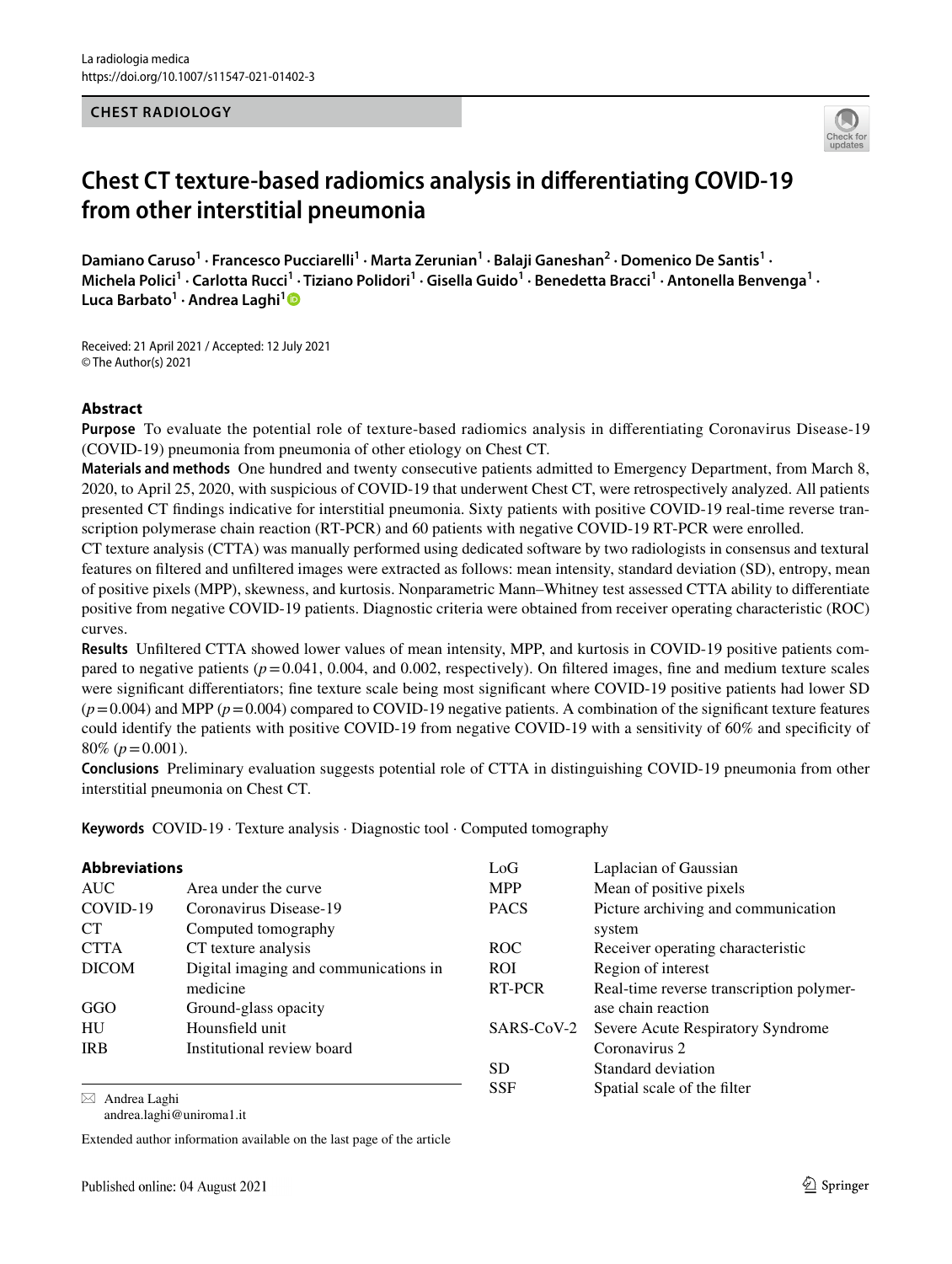CHEST RADIOLOGY

# Chest CT texture-based radiomics analysis in differentiating COVID-19 from other interstitial pneumonia

**Damiano Caruso[1] · Francesco Pucciarelli[1] · Marta Zerunian[1] · Balaji Ganeshan[2] · Domenico De Santis[1] · Michela Polici[1] · Carlotta Rucci[1] · Tiziano Polidori[1] · Gisella Guido[1] · Benedetta Bracci[1] · Antonella Benvenga[1] · Luca Barbato[1] · Andrea Laghi[1]**

Received: 21 April 2021 / Accepted: 12 July 2021
© The Author(s) 2021

## Abstract

**Purpose** To evaluate the potential role of texture-based radiomics analysis in differentiating Coronavirus Disease-19 (COVID-19) pneumonia from pneumonia of other etiology on Chest CT.

**Materials and methods** One hundred and twenty consecutive patients admitted to Emergency Department, from March 8, 2020, to April 25, 2020, with suspicious of COVID-19 that underwent Chest CT, were retrospectively analyzed. All patients presented CT findings indicative for interstitial pneumonia. Sixty patients with positive COVID-19 real-time reverse transcription polymerase chain reaction (RT-PCR) and 60 patients with negative COVID-19 RT-PCR were enrolled.

CT texture analysis (CTTA) was manually performed using dedicated software by two radiologists in consensus and textural features on filtered and unfiltered images were extracted as follows: mean intensity, standard deviation (SD), entropy, mean of positive pixels (MPP), skewness, and kurtosis. Nonparametric Mann–Whitney test assessed CTTA ability to differentiate positive from negative COVID-19 patients. Diagnostic criteria were obtained from receiver operating characteristic (ROC) curves.

**Results** Unfiltered CTTA showed lower values of mean intensity, MPP, and kurtosis in COVID-19 positive patients compared to negative patients ($p = 0.041$, 0.004, and 0.002, respectively). On filtered images, fine and medium texture scales were significant differentiators; fine texture scale being most significant where COVID-19 positive patients had lower SD ($p = 0.004$) and MPP ($p = 0.004$) compared to COVID-19 negative patients. A combination of the significant texture features could identify the patients with positive COVID-19 from negative COVID-19 with a sensitivity of 60% and specificity of 80% ($p = 0.001$).

**Conclusions** Preliminary evaluation suggests potential role of CTTA in distinguishing COVID-19 pneumonia from other interstitial pneumonia on Chest CT.

**Keywords** COVID-19 · Texture analysis · Diagnostic tool · Computed tomography

### Abbreviations

| | |
|---|---|
| AUC | Area under the curve |
| COVID-19 | Coronavirus Disease-19 |
| CT | Computed tomography |
| CTTA | CT texture analysis |
| DICOM | Digital imaging and communications in medicine |
| GGO | Ground-glass opacity |
| HU | Hounsfield unit |
| IRB | Institutional review board |
| LoG | Laplacian of Gaussian |
| MPP | Mean of positive pixels |
| PACS | Picture archiving and communication system |
| ROC | Receiver operating characteristic |
| ROI | Region of interest |
| RT-PCR | Real-time reverse transcription polymerase chain reaction |
| SARS-CoV-2 | Severe Acute Respiratory Syndrome Coronavirus 2 |
| SD | Standard deviation |
| SSF | Spatial scale of the filter |

✉ Andrea Laghi
andrea.laghi@uniroma1.it

Extended author information available on the last page of the article

Published online: 04 August 2021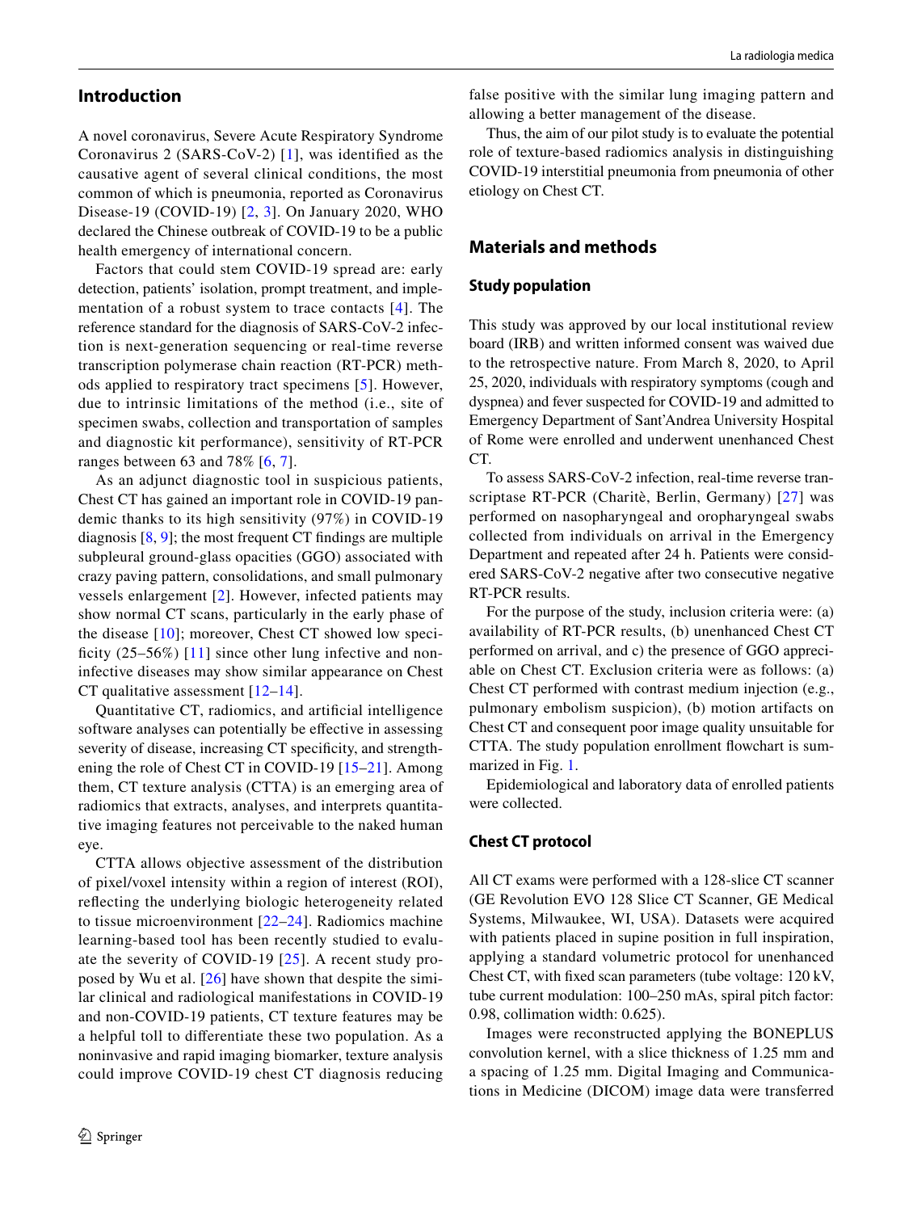## Introduction

A novel coronavirus, Severe Acute Respiratory Syndrome Coronavirus 2 (SARS-CoV-2) [1], was identified as the causative agent of several clinical conditions, the most common of which is pneumonia, reported as Coronavirus Disease-19 (COVID-19) [2, 3]. On January 2020, WHO declared the Chinese outbreak of COVID-19 to be a public health emergency of international concern.

Factors that could stem COVID-19 spread are: early detection, patients' isolation, prompt treatment, and implementation of a robust system to trace contacts [4]. The reference standard for the diagnosis of SARS-CoV-2 infection is next-generation sequencing or real-time reverse transcription polymerase chain reaction (RT-PCR) methods applied to respiratory tract specimens [5]. However, due to intrinsic limitations of the method (i.e., site of specimen swabs, collection and transportation of samples and diagnostic kit performance), sensitivity of RT-PCR ranges between 63 and 78% [6, 7].

As an adjunct diagnostic tool in suspicious patients, Chest CT has gained an important role in COVID-19 pandemic thanks to its high sensitivity (97%) in COVID-19 diagnosis [8, 9]; the most frequent CT findings are multiple subpleural ground-glass opacities (GGO) associated with crazy paving pattern, consolidations, and small pulmonary vessels enlargement [2]. However, infected patients may show normal CT scans, particularly in the early phase of the disease [10]; moreover, Chest CT showed low specificity (25–56%) [11] since other lung infective and non-infective diseases may show similar appearance on Chest CT qualitative assessment [12–14].

Quantitative CT, radiomics, and artificial intelligence software analyses can potentially be effective in assessing severity of disease, increasing CT specificity, and strengthening the role of Chest CT in COVID-19 [15–21]. Among them, CT texture analysis (CTTA) is an emerging area of radiomics that extracts, analyses, and interprets quantitative imaging features not perceivable to the naked human eye.

CTTA allows objective assessment of the distribution of pixel/voxel intensity within a region of interest (ROI), reflecting the underlying biologic heterogeneity related to tissue microenvironment [22–24]. Radiomics machine learning-based tool has been recently studied to evaluate the severity of COVID-19 [25]. A recent study proposed by Wu et al. [26] have shown that despite the similar clinical and radiological manifestations in COVID-19 and non-COVID-19 patients, CT texture features may be a helpful toll to differentiate these two population. As a noninvasive and rapid imaging biomarker, texture analysis could improve COVID-19 chest CT diagnosis reducing false positive with the similar lung imaging pattern and allowing a better management of the disease.

Thus, the aim of our pilot study is to evaluate the potential role of texture-based radiomics analysis in distinguishing COVID-19 interstitial pneumonia from pneumonia of other etiology on Chest CT.

## Materials and methods

### Study population

This study was approved by our local institutional review board (IRB) and written informed consent was waived due to the retrospective nature. From March 8, 2020, to April 25, 2020, individuals with respiratory symptoms (cough and dyspnea) and fever suspected for COVID-19 and admitted to Emergency Department of Sant'Andrea University Hospital of Rome were enrolled and underwent unenhanced Chest CT.

To assess SARS-CoV-2 infection, real-time reverse transcriptase RT-PCR (Charitè, Berlin, Germany) [27] was performed on nasopharyngeal and oropharyngeal swabs collected from individuals on arrival in the Emergency Department and repeated after 24 h. Patients were considered SARS-CoV-2 negative after two consecutive negative RT-PCR results.

For the purpose of the study, inclusion criteria were: (a) availability of RT-PCR results, (b) unenhanced Chest CT performed on arrival, and c) the presence of GGO appreciable on Chest CT. Exclusion criteria were as follows: (a) Chest CT performed with contrast medium injection (e.g., pulmonary embolism suspicion), (b) motion artifacts on Chest CT and consequent poor image quality unsuitable for CTTA. The study population enrollment flowchart is summarized in Fig. 1.

Epidemiological and laboratory data of enrolled patients were collected.

### Chest CT protocol

All CT exams were performed with a 128-slice CT scanner (GE Revolution EVO 128 Slice CT Scanner, GE Medical Systems, Milwaukee, WI, USA). Datasets were acquired with patients placed in supine position in full inspiration, applying a standard volumetric protocol for unenhanced Chest CT, with fixed scan parameters (tube voltage: 120 kV, tube current modulation: 100–250 mAs, spiral pitch factor: 0.98, collimation width: 0.625).

Images were reconstructed applying the BONEPLUS convolution kernel, with a slice thickness of 1.25 mm and a spacing of 1.25 mm. Digital Imaging and Communications in Medicine (DICOM) image data were transferred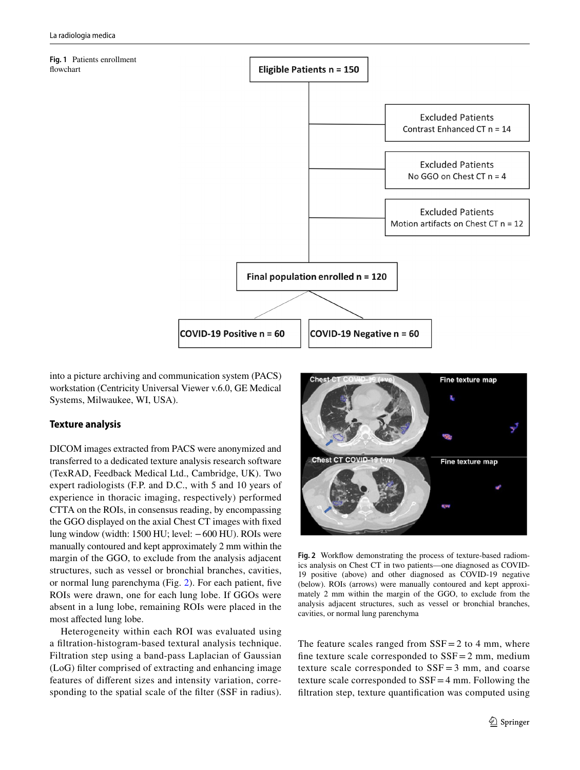Fig. 1 Patients enrollment flowchart

Eligible Patients n = 150

Excluded Patients Contrast Enhanced CT n = 14

Excluded Patients No GGO on Chest CT n = 4

Excluded Patients Motion artifacts on Chest CT n = 12

Final population enrolled n = 120

COVID-19 Positive n = 60

COVID-19 Negative n = 60

into a picture archiving and communication system (PACS) workstation (Centricity Universal Viewer v.6.0, GE Medical Systems, Milwaukee, WI, USA).

## Texture analysis

DICOM images extracted from PACS were anonymized and transferred to a dedicated texture analysis research software (TexRAD, Feedback Medical Ltd., Cambridge, UK). Two expert radiologists (F.P. and D.C., with 5 and 10 years of experience in thoracic imaging, respectively) performed CTTA on the ROIs, in consensus reading, by encompassing the GGO displayed on the axial Chest CT images with fixed lung window (width: 1500 HU; level: −600 HU). ROIs were manually contoured and kept approximately 2 mm within the margin of the GGO, to exclude from the analysis adjacent structures, such as vessel or bronchial branches, cavities, or normal lung parenchyma (Fig. 2). For each patient, five ROIs were drawn, one for each lung lobe. If GGOs were absent in a lung lobe, remaining ROIs were placed in the most affected lung lobe.

Heterogeneity within each ROI was evaluated using a filtration-histogram-based textural analysis technique. Filtration step using a band-pass Laplacian of Gaussian (LoG) filter comprised of extracting and enhancing image features of different sizes and intensity variation, corresponding to the spatial scale of the filter (SSF in radius). The feature scales ranged from SSF = 2 to 4 mm, where fine texture scale corresponded to SSF = 2 mm, medium texture scale corresponded to SSF = 3 mm, and coarse texture scale corresponded to SSF = 4 mm. Following the filtration step, texture quantification was computed using

Fig. 2 Workflow demonstrating the process of texture-based radiomics analysis on Chest CT in two patients—one diagnosed as COVID-19 positive (above) and other diagnosed as COVID-19 negative (below). ROIs (arrows) were manually contoured and kept approximately 2 mm within the margin of the GGO, to exclude from the analysis adjacent structures, such as vessel or bronchial branches, cavities, or normal lung parenchyma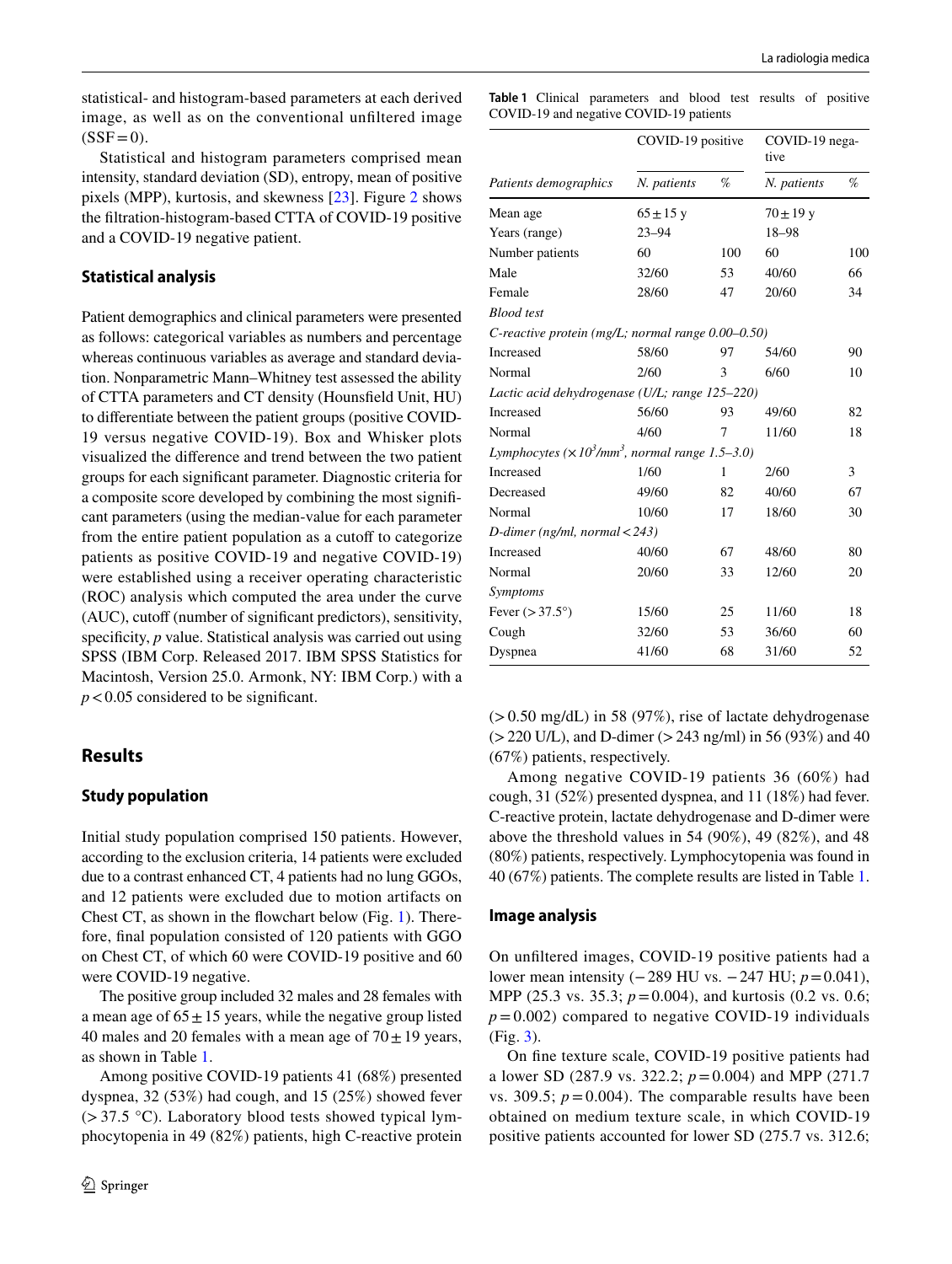statistical- and histogram-based parameters at each derived image, as well as on the conventional unfiltered image (SSF = 0).

Statistical and histogram parameters comprised mean intensity, standard deviation (SD), entropy, mean of positive pixels (MPP), kurtosis, and skewness [23]. Figure 2 shows the filtration-histogram-based CTTA of COVID-19 positive and a COVID-19 negative patient.

### Statistical analysis

Patient demographics and clinical parameters were presented as follows: categorical variables as numbers and percentage whereas continuous variables as average and standard deviation. Nonparametric Mann–Whitney test assessed the ability of CTTA parameters and CT density (Hounsfield Unit, HU) to differentiate between the patient groups (positive COVID-19 versus negative COVID-19). Box and Whisker plots visualized the difference and trend between the two patient groups for each significant parameter. Diagnostic criteria for a composite score developed by combining the most significant parameters (using the median-value for each parameter from the entire patient population as a cutoff to categorize patients as positive COVID-19 and negative COVID-19) were established using a receiver operating characteristic (ROC) analysis which computed the area under the curve (AUC), cutoff (number of significant predictors), sensitivity, specificity, *p* value. Statistical analysis was carried out using SPSS (IBM Corp. Released 2017. IBM SPSS Statistics for Macintosh, Version 25.0. Armonk, NY: IBM Corp.) with a $p < 0.05$ considered to be significant.

## Results

### Study population

Initial study population comprised 150 patients. However, according to the exclusion criteria, 14 patients were excluded due to a contrast enhanced CT, 4 patients had no lung GGOs, and 12 patients were excluded due to motion artifacts on Chest CT, as shown in the flowchart below (Fig. 1). Therefore, final population consisted of 120 patients with GGO on Chest CT, of which 60 were COVID-19 positive and 60 were COVID-19 negative.

The positive group included 32 males and 28 females with a mean age of 65 ± 15 years, while the negative group listed 40 males and 20 females with a mean age of 70 ± 19 years, as shown in Table 1.

Among positive COVID-19 patients 41 (68%) presented dyspnea, 32 (53%) had cough, and 15 (25%) showed fever (> 37.5 °C). Laboratory blood tests showed typical lymphocytopenia in 49 (82%) patients, high C-reactive protein (> 0.50 mg/dL) in 58 (97%), rise of lactate dehydrogenase (> 220 U/L), and D-dimer (> 243 ng/ml) in 56 (93%) and 40 (67%) patients, respectively.

Among negative COVID-19 patients 36 (60%) had cough, 31 (52%) presented dyspnea, and 11 (18%) had fever. C-reactive protein, lactate dehydrogenase and D-dimer were above the threshold values in 54 (90%), 49 (82%), and 48 (80%) patients, respectively. Lymphocytopenia was found in 40 (67%) patients. The complete results are listed in Table 1.

**Table 1** Clinical parameters and blood test results of positive COVID-19 and negative COVID-19 patients

| | COVID-19 positive | | COVID-19 negative | |
|---|---|---|---|---|
| *Patients demographics* | *N. patients* | *%* | *N. patients* | *%* |
| Mean age | 65 ± 15 y | | 70 ± 19 y | |
| Years (range) | 23–94 | | 18–98 | |
| Number patients | 60 | 100 | 60 | 100 |
| Male | 32/60 | 53 | 40/60 | 66 |
| Female | 28/60 | 47 | 20/60 | 34 |
| *Blood test* | | | | |
| *C-reactive protein (mg/L; normal range 0.00–0.50)* | | | | |
| Increased | 58/60 | 97 | 54/60 | 90 |
| Normal | 2/60 | 3 | 6/60 | 10 |
| *Lactic acid dehydrogenase (U/L; range 125–220)* | | | | |
| Increased | 56/60 | 93 | 49/60 | 82 |
| Normal | 4/60 | 7 | 11/60 | 18 |
| *Lymphocytes ($\times 10^3$/mm$^3$, normal range 1.5–3.0)* | | | | |
| Increased | 1/60 | 1 | 2/60 | 3 |
| Decreased | 49/60 | 82 | 40/60 | 67 |
| Normal | 10/60 | 17 | 18/60 | 30 |
| *D-dimer (ng/ml, normal < 243)* | | | | |
| Increased | 40/60 | 67 | 48/60 | 80 |
| Normal | 20/60 | 33 | 12/60 | 20 |
| *Symptoms* | | | | |
| Fever (> 37.5°) | 15/60 | 25 | 11/60 | 18 |
| Cough | 32/60 | 53 | 36/60 | 60 |
| Dyspnea | 41/60 | 68 | 31/60 | 52 |

### Image analysis

On unfiltered images, COVID-19 positive patients had a lower mean intensity (− 289 HU vs. − 247 HU; $p = 0.041$), MPP (25.3 vs. 35.3; $p = 0.004$), and kurtosis (0.2 vs. 0.6; $p = 0.002$) compared to negative COVID-19 individuals (Fig. 3).

On fine texture scale, COVID-19 positive patients had a lower SD (287.9 vs. 322.2; $p = 0.004$) and MPP (271.7 vs. 309.5; $p = 0.004$). The comparable results have been obtained on medium texture scale, in which COVID-19 positive patients accounted for lower SD (275.7 vs. 312.6;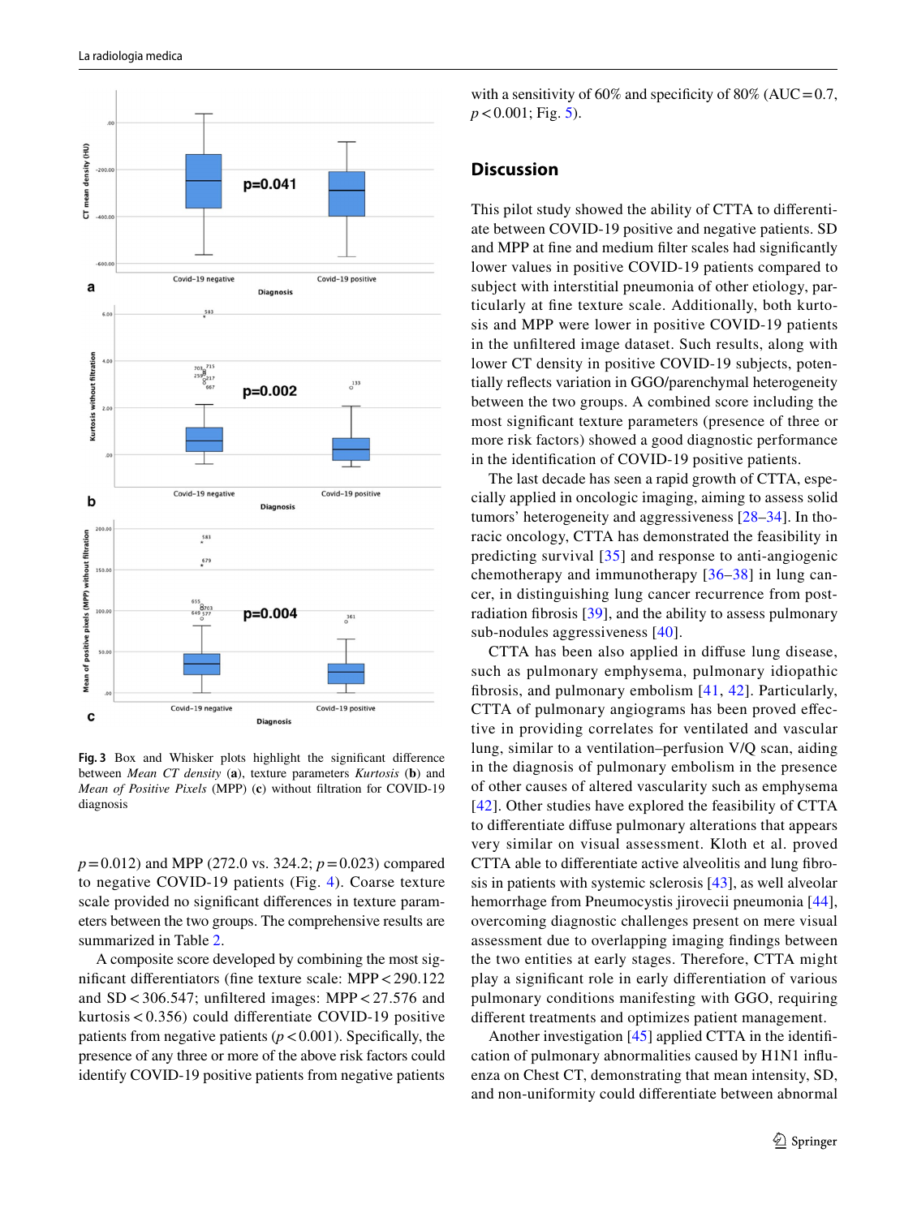Fig. 3 Box and Whisker plots highlight the significant difference between *Mean CT density* (**a**), texture parameters *Kurtosis* (**b**) and *Mean of Positive Pixels* (MPP) (**c**) without filtration for COVID-19 diagnosis

$p = 0.012$) and MPP (272.0 vs. 324.2; $p = 0.023$) compared to negative COVID-19 patients (Fig. 4). Coarse texture scale provided no significant differences in texture parameters between the two groups. The comprehensive results are summarized in Table 2.

A composite score developed by combining the most significant differentiators (fine texture scale: MPP < 290.122 and SD < 306.547; unfiltered images: MPP < 27.576 and kurtosis < 0.356) could differentiate COVID-19 positive patients from negative patients ($p < 0.001$). Specifically, the presence of any three or more of the above risk factors could identify COVID-19 positive patients from negative patients with a sensitivity of 60% and specificity of 80% (AUC = 0.7, $p < 0.001$; Fig. 5).

## Discussion

This pilot study showed the ability of CTTA to differentiate between COVID-19 positive and negative patients. SD and MPP at fine and medium filter scales had significantly lower values in positive COVID-19 patients compared to subject with interstitial pneumonia of other etiology, particularly at fine texture scale. Additionally, both kurtosis and MPP were lower in positive COVID-19 patients in the unfiltered image dataset. Such results, along with lower CT density in positive COVID-19 subjects, potentially reflects variation in GGO/parenchymal heterogeneity between the two groups. A combined score including the most significant texture parameters (presence of three or more risk factors) showed a good diagnostic performance in the identification of COVID-19 positive patients.

The last decade has seen a rapid growth of CTTA, especially applied in oncologic imaging, aiming to assess solid tumors' heterogeneity and aggressiveness [28–34]. In thoracic oncology, CTTA has demonstrated the feasibility in predicting survival [35] and response to anti-angiogenic chemotherapy and immunotherapy [36–38] in lung cancer, in distinguishing lung cancer recurrence from post-radiation fibrosis [39], and the ability to assess pulmonary sub-nodules aggressiveness [40].

CTTA has been also applied in diffuse lung disease, such as pulmonary emphysema, pulmonary idiopathic fibrosis, and pulmonary embolism [41, 42]. Particularly, CTTA of pulmonary angiograms has been proved effective in providing correlates for ventilated and vascular lung, similar to a ventilation–perfusion V/Q scan, aiding in the diagnosis of pulmonary embolism in the presence of other causes of altered vascularity such as emphysema [42]. Other studies have explored the feasibility of CTTA to differentiate diffuse pulmonary alterations that appears very similar on visual assessment. Kloth et al. proved CTTA able to differentiate active alveolitis and lung fibrosis in patients with systemic sclerosis [43], as well alveolar hemorrhage from Pneumocystis jirovecii pneumonia [44], overcoming diagnostic challenges present on mere visual assessment due to overlapping imaging findings between the two entities at early stages. Therefore, CTTA might play a significant role in early differentiation of various pulmonary conditions manifesting with GGO, requiring different treatments and optimizes patient management.

Another investigation [45] applied CTTA in the identification of pulmonary abnormalities caused by H1N1 influenza on Chest CT, demonstrating that mean intensity, SD, and non-uniformity could differentiate between abnormal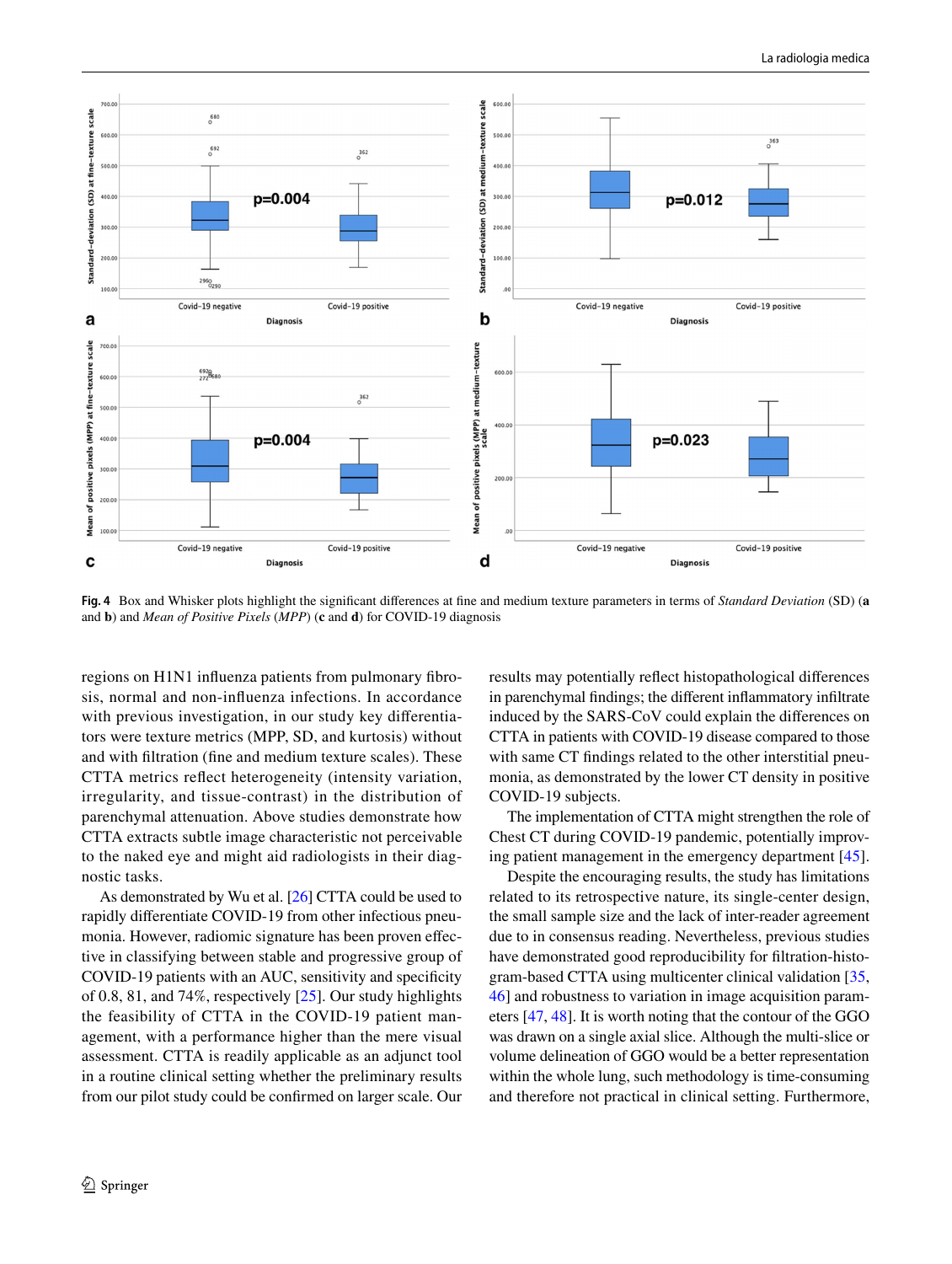**Fig. 4** Box and Whisker plots highlight the significant differences at fine and medium texture parameters in terms of *Standard Deviation* (SD) (**a** and **b**) and *Mean of Positive Pixels* (*MPP*) (**c** and **d**) for COVID-19 diagnosis

regions on H1N1 influenza patients from pulmonary fibrosis, normal and non-influenza infections. In accordance with previous investigation, in our study key differentiators were texture metrics (MPP, SD, and kurtosis) without and with filtration (fine and medium texture scales). These CTTA metrics reflect heterogeneity (intensity variation, irregularity, and tissue-contrast) in the distribution of parenchymal attenuation. Above studies demonstrate how CTTA extracts subtle image characteristic not perceivable to the naked eye and might aid radiologists in their diagnostic tasks.

As demonstrated by Wu et al. [26] CTTA could be used to rapidly differentiate COVID-19 from other infectious pneumonia. However, radiomic signature has been proven effective in classifying between stable and progressive group of COVID-19 patients with an AUC, sensitivity and specificity of 0.8, 81, and 74%, respectively [25]. Our study highlights the feasibility of CTTA in the COVID-19 patient management, with a performance higher than the mere visual assessment. CTTA is readily applicable as an adjunct tool in a routine clinical setting whether the preliminary results from our pilot study could be confirmed on larger scale. Our results may potentially reflect histopathological differences in parenchymal findings; the different inflammatory infiltrate induced by the SARS-CoV could explain the differences on CTTA in patients with COVID-19 disease compared to those with same CT findings related to the other interstitial pneumonia, as demonstrated by the lower CT density in positive COVID-19 subjects.

The implementation of CTTA might strengthen the role of Chest CT during COVID-19 pandemic, potentially improving patient management in the emergency department [45].

Despite the encouraging results, the study has limitations related to its retrospective nature, its single-center design, the small sample size and the lack of inter-reader agreement due to in consensus reading. Nevertheless, previous studies have demonstrated good reproducibility for filtration-histogram-based CTTA using multicenter clinical validation [35, 46] and robustness to variation in image acquisition parameters [47, 48]. It is worth noting that the contour of the GGO was drawn on a single axial slice. Although the multi-slice or volume delineation of GGO would be a better representation within the whole lung, such methodology is time-consuming and therefore not practical in clinical setting. Furthermore,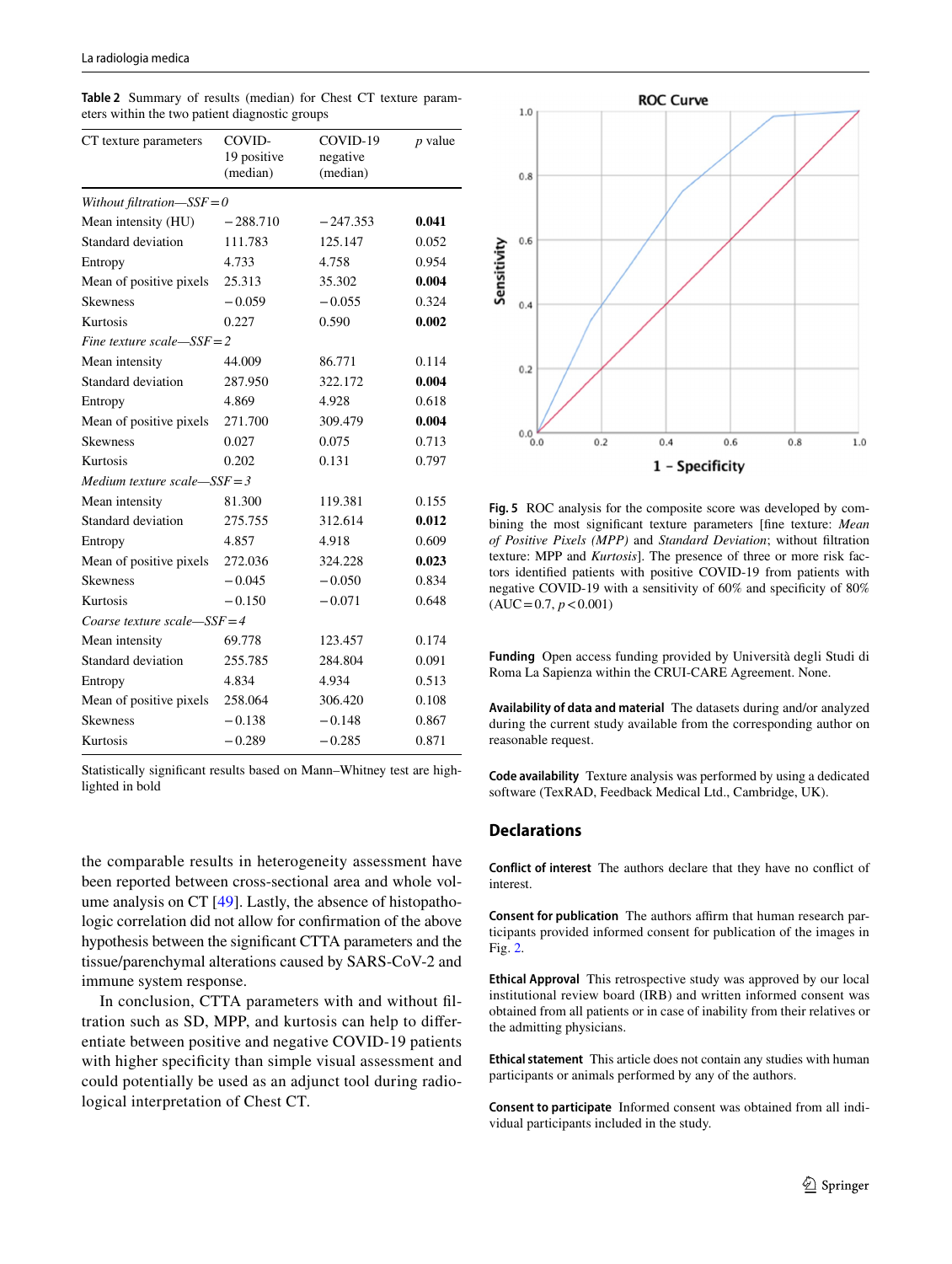**Table 2** Summary of results (median) for Chest CT texture parameters within the two patient diagnostic groups

| CT texture parameters | COVID-19 positive (median) | COVID-19 negative (median) | p value |
|---|---|---|---|
| *Without filtration—SSF = 0* | | | |
| Mean intensity (HU) | −288.710 | −247.353 | **0.041** |
| Standard deviation | 111.783 | 125.147 | 0.052 |
| Entropy | 4.733 | 4.758 | 0.954 |
| Mean of positive pixels | 25.313 | 35.302 | **0.004** |
| Skewness | −0.059 | −0.055 | 0.324 |
| Kurtosis | 0.227 | 0.590 | **0.002** |
| *Fine texture scale—SSF = 2* | | | |
| Mean intensity | 44.009 | 86.771 | 0.114 |
| Standard deviation | 287.950 | 322.172 | **0.004** |
| Entropy | 4.869 | 4.928 | 0.618 |
| Mean of positive pixels | 271.700 | 309.479 | **0.004** |
| Skewness | 0.027 | 0.075 | 0.713 |
| Kurtosis | 0.202 | 0.131 | 0.797 |
| *Medium texture scale—SSF = 3* | | | |
| Mean intensity | 81.300 | 119.381 | 0.155 |
| Standard deviation | 275.755 | 312.614 | **0.012** |
| Entropy | 4.857 | 4.918 | 0.609 |
| Mean of positive pixels | 272.036 | 324.228 | **0.023** |
| Skewness | −0.045 | −0.050 | 0.834 |
| Kurtosis | −0.150 | −0.071 | 0.648 |
| *Coarse texture scale—SSF = 4* | | | |
| Mean intensity | 69.778 | 123.457 | 0.174 |
| Standard deviation | 255.785 | 284.804 | 0.091 |
| Entropy | 4.834 | 4.934 | 0.513 |
| Mean of positive pixels | 258.064 | 306.420 | 0.108 |
| Skewness | −0.138 | −0.148 | 0.867 |
| Kurtosis | −0.289 | −0.285 | 0.871 |

Statistically significant results based on Mann–Whitney test are highlighted in bold

the comparable results in heterogeneity assessment have been reported between cross-sectional area and whole volume analysis on CT [49]. Lastly, the absence of histopathologic correlation did not allow for confirmation of the above hypothesis between the significant CTTA parameters and the tissue/parenchymal alterations caused by SARS-CoV-2 and immune system response.

In conclusion, CTTA parameters with and without filtration such as SD, MPP, and kurtosis can help to differentiate between positive and negative COVID-19 patients with higher specificity than simple visual assessment and could potentially be used as an adjunct tool during radiological interpretation of Chest CT.

**Fig. 5** ROC analysis for the composite score was developed by combining the most significant texture parameters [fine texture: *Mean of Positive Pixels (MPP)* and *Standard Deviation*; without filtration texture: MPP and *Kurtosis*]. The presence of three or more risk factors identified patients with positive COVID-19 from patients with negative COVID-19 with a sensitivity of 60% and specificity of 80% (AUC = 0.7, $p < 0.001$)

**Funding** Open access funding provided by Università degli Studi di Roma La Sapienza within the CRUI-CARE Agreement. None.

**Availability of data and material** The datasets during and/or analyzed during the current study available from the corresponding author on reasonable request.

**Code availability** Texture analysis was performed by using a dedicated software (TexRAD, Feedback Medical Ltd., Cambridge, UK).

## Declarations

**Conflict of interest** The authors declare that they have no conflict of interest.

**Consent for publication** The authors affirm that human research participants provided informed consent for publication of the images in Fig. 2.

**Ethical Approval** This retrospective study was approved by our local institutional review board (IRB) and written informed consent was obtained from all patients or in case of inability from their relatives or the admitting physicians.

**Ethical statement** This article does not contain any studies with human participants or animals performed by any of the authors.

**Consent to participate** Informed consent was obtained from all individual participants included in the study.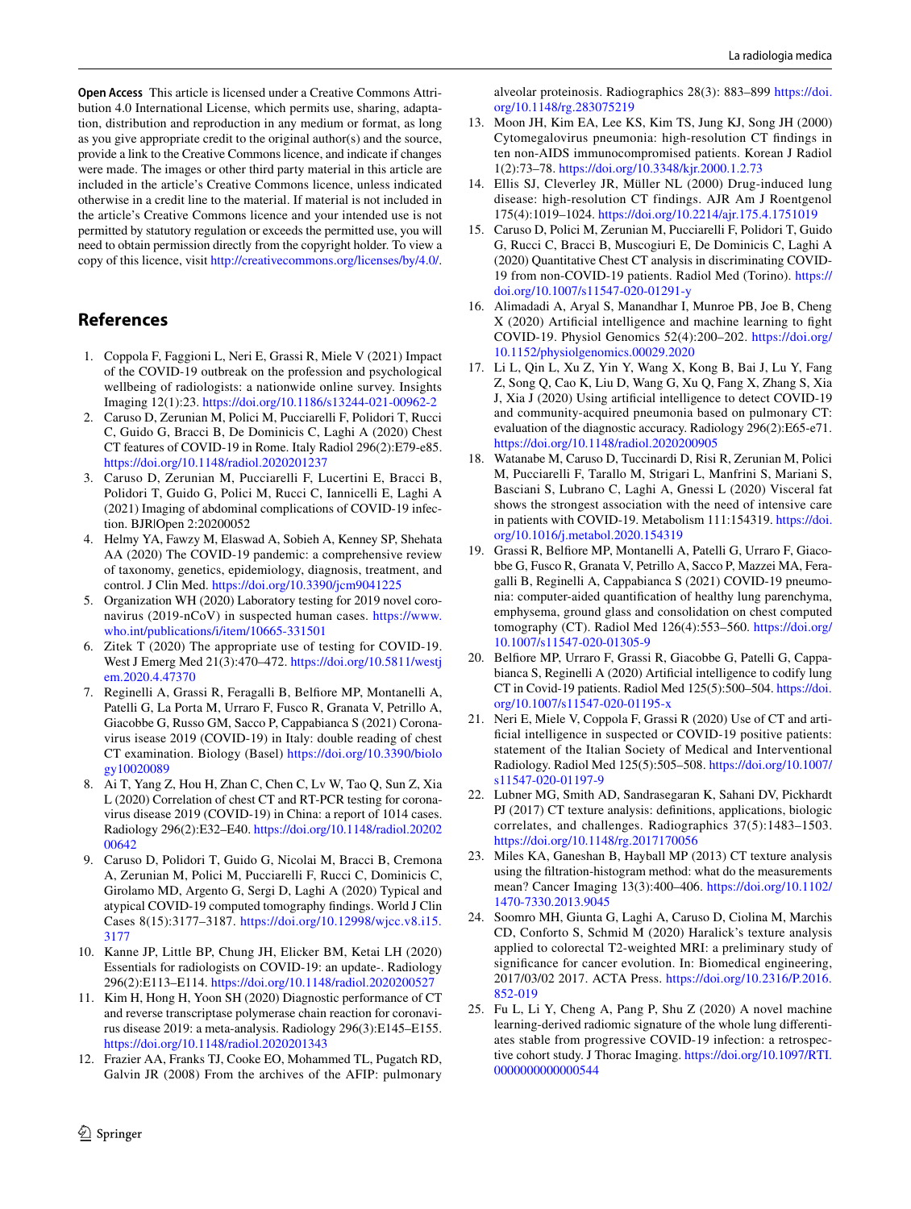**Open Access** This article is licensed under a Creative Commons Attribution 4.0 International License, which permits use, sharing, adaptation, distribution and reproduction in any medium or format, as long as you give appropriate credit to the original author(s) and the source, provide a link to the Creative Commons licence, and indicate if changes were made. The images or other third party material in this article are included in the article's Creative Commons licence, unless indicated otherwise in a credit line to the material. If material is not included in the article's Creative Commons licence and your intended use is not permitted by statutory regulation or exceeds the permitted use, you will need to obtain permission directly from the copyright holder. To view a copy of this licence, visit http://creativecommons.org/licenses/by/4.0/.

## References

1. Coppola F, Faggioni L, Neri E, Grassi R, Miele V (2021) Impact of the COVID-19 outbreak on the profession and psychological wellbeing of radiologists: a nationwide online survey. Insights Imaging 12(1):23. https://doi.org/10.1186/s13244-021-00962-2
2. Caruso D, Zerunian M, Polici M, Pucciarelli F, Polidori T, Rucci C, Guido G, Bracci B, De Dominicis C, Laghi A (2020) Chest CT features of COVID-19 in Rome. Italy Radiol 296(2):E79-e85. https://doi.org/10.1148/radiol.2020201237
3. Caruso D, Zerunian M, Pucciarelli F, Lucertini E, Bracci B, Polidori T, Guido G, Polici M, Rucci C, Iannicelli E, Laghi A (2021) Imaging of abdominal complications of COVID-19 infection. BJR|Open 2:20200052
4. Helmy YA, Fawzy M, Elaswad A, Sobieh A, Kenney SP, Shehata AA (2020) The COVID-19 pandemic: a comprehensive review of taxonomy, genetics, epidemiology, diagnosis, treatment, and control. J Clin Med. https://doi.org/10.3390/jcm9041225
5. Organization WH (2020) Laboratory testing for 2019 novel coronavirus (2019-nCoV) in suspected human cases. https://www.who.int/publications/i/item/10665-331501
6. Zitek T (2020) The appropriate use of testing for COVID-19. West J Emerg Med 21(3):470–472. https://doi.org/10.5811/westjem.2020.4.47370
7. Reginelli A, Grassi R, Feragalli B, Belfiore MP, Montanelli A, Patelli G, La Porta M, Urraro F, Fusco R, Granata V, Petrillo A, Giacobbe G, Russo GM, Sacco P, Cappabianca S (2021) Coronavirus isease 2019 (COVID-19) in Italy: double reading of chest CT examination. Biology (Basel) https://doi.org/10.3390/biology10020089
8. Ai T, Yang Z, Hou H, Zhan C, Chen C, Lv W, Tao Q, Sun Z, Xia L (2020) Correlation of chest CT and RT-PCR testing for coronavirus disease 2019 (COVID-19) in China: a report of 1014 cases. Radiology 296(2):E32–E40. https://doi.org/10.1148/radiol.2020200642
9. Caruso D, Polidori T, Guido G, Nicolai M, Bracci B, Cremona A, Zerunian M, Polici M, Pucciarelli F, Rucci C, Dominicis C, Girolamo MD, Argento G, Sergi D, Laghi A (2020) Typical and atypical COVID-19 computed tomography findings. World J Clin Cases 8(15):3177–3187. https://doi.org/10.12998/wjcc.v8.i15.3177
10. Kanne JP, Little BP, Chung JH, Elicker BM, Ketai LH (2020) Essentials for radiologists on COVID-19: an update-. Radiology 296(2):E113–E114. https://doi.org/10.1148/radiol.2020200527
11. Kim H, Hong H, Yoon SH (2020) Diagnostic performance of CT and reverse transcriptase polymerase chain reaction for coronavirus disease 2019: a meta-analysis. Radiology 296(3):E145–E155. https://doi.org/10.1148/radiol.2020201343
12. Frazier AA, Franks TJ, Cooke EO, Mohammed TL, Pugatch RD, Galvin JR (2008) From the archives of the AFIP: pulmonary alveolar proteinosis. Radiographics 28(3): 883–899 https://doi.org/10.1148/rg.283075219
13. Moon JH, Kim EA, Lee KS, Kim TS, Jung KJ, Song JH (2000) Cytomegalovirus pneumonia: high-resolution CT findings in ten non-AIDS immunocompromised patients. Korean J Radiol 1(2):73–78. https://doi.org/10.3348/kjr.2000.1.2.73
14. Ellis SJ, Cleverley JR, Müller NL (2000) Drug-induced lung disease: high-resolution CT findings. AJR Am J Roentgenol 175(4):1019–1024. https://doi.org/10.2214/ajr.175.4.1751019
15. Caruso D, Polici M, Zerunian M, Pucciarelli F, Polidori T, Guido G, Rucci C, Bracci B, Muscogiuri E, De Dominicis C, Laghi A (2020) Quantitative Chest CT analysis in discriminating COVID-19 from non-COVID-19 patients. Radiol Med (Torino). https://doi.org/10.1007/s11547-020-01291-y
16. Alimadadi A, Aryal S, Manandhar I, Munroe PB, Joe B, Cheng X (2020) Artificial intelligence and machine learning to fight COVID-19. Physiol Genomics 52(4):200–202. https://doi.org/10.1152/physiolgenomics.00029.2020
17. Li L, Qin L, Xu Z, Yin Y, Wang X, Kong B, Bai J, Lu Y, Fang Z, Song Q, Cao K, Liu D, Wang G, Xu Q, Fang X, Zhang S, Xia J, Xia J (2020) Using artificial intelligence to detect COVID-19 and community-acquired pneumonia based on pulmonary CT: evaluation of the diagnostic accuracy. Radiology 296(2):E65-e71. https://doi.org/10.1148/radiol.2020200905
18. Watanabe M, Caruso D, Tuccinardi D, Risi R, Zerunian M, Polici M, Pucciarelli F, Tarallo M, Strigari L, Manfrini S, Mariani S, Basciani S, Lubrano C, Laghi A, Gnessi L (2020) Visceral fat shows the strongest association with the need of intensive care in patients with COVID-19. Metabolism 111:154319. https://doi.org/10.1016/j.metabol.2020.154319
19. Grassi R, Belfiore MP, Montanelli A, Patelli G, Urraro F, Giacobbe G, Fusco R, Granata V, Petrillo A, Sacco P, Mazzei MA, Feragalli B, Reginelli A, Cappabianca S (2021) COVID-19 pneumonia: computer-aided quantification of healthy lung parenchyma, emphysema, ground glass and consolidation on chest computed tomography (CT). Radiol Med 126(4):553–560. https://doi.org/10.1007/s11547-020-01305-9
20. Belfiore MP, Urraro F, Grassi R, Giacobbe G, Patelli G, Cappabianca S, Reginelli A (2020) Artificial intelligence to codify lung CT in Covid-19 patients. Radiol Med 125(5):500–504. https://doi.org/10.1007/s11547-020-01195-x
21. Neri E, Miele V, Coppola F, Grassi R (2020) Use of CT and artificial intelligence in suspected or COVID-19 positive patients: statement of the Italian Society of Medical and Interventional Radiology. Radiol Med 125(5):505–508. https://doi.org/10.1007/s11547-020-01197-9
22. Lubner MG, Smith AD, Sandrasegaran K, Sahani DV, Pickhardt PJ (2017) CT texture analysis: definitions, applications, biologic correlates, and challenges. Radiographics 37(5):1483–1503. https://doi.org/10.1148/rg.2017170056
23. Miles KA, Ganeshan B, Hayball MP (2013) CT texture analysis using the filtration-histogram method: what do the measurements mean? Cancer Imaging 13(3):400–406. https://doi.org/10.1102/1470-7330.2013.9045
24. Soomro MH, Giunta G, Laghi A, Caruso D, Ciolina M, Marchis CD, Conforto S, Schmid M (2020) Haralick's texture analysis applied to colorectal T2-weighted MRI: a preliminary study of significance for cancer evolution. In: Biomedical engineering, 2017/03/02 2017. ACTA Press. https://doi.org/10.2316/P.2016.852-019
25. Fu L, Li Y, Cheng A, Pang P, Shu Z (2020) A novel machine learning-derived radiomic signature of the whole lung differentiates stable from progressive COVID-19 infection: a retrospective cohort study. J Thorac Imaging. https://doi.org/10.1097/RTI.0000000000000544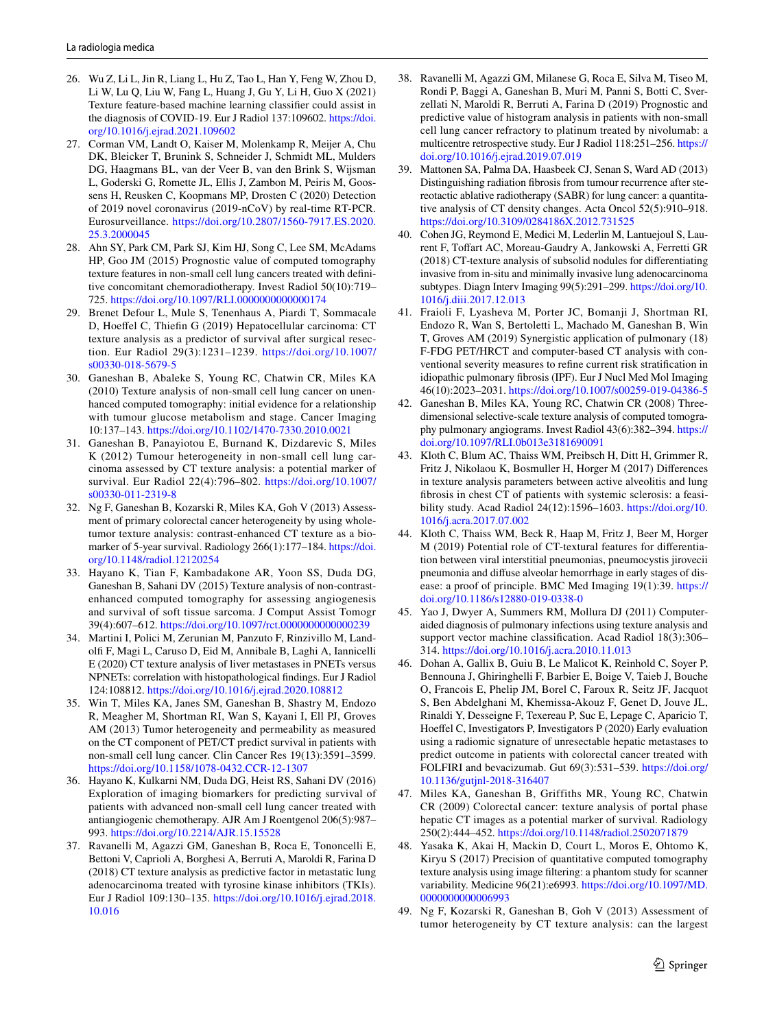26. Wu Z, Li L, Jin R, Liang L, Hu Z, Tao L, Han Y, Feng W, Zhou D, Li W, Lu Q, Liu W, Fang L, Huang J, Gu Y, Li H, Guo X (2021) Texture feature-based machine learning classifier could assist in the diagnosis of COVID-19. Eur J Radiol 137:109602. https://doi.org/10.1016/j.ejrad.2021.109602
27. Corman VM, Landt O, Kaiser M, Molenkamp R, Meijer A, Chu DK, Bleicker T, Brunink S, Schneider J, Schmidt ML, Mulders DG, Haagmans BL, van der Veer B, van den Brink S, Wijsman L, Goderski G, Romette JL, Ellis J, Zambon M, Peiris M, Goossens H, Reusken C, Koopmans MP, Drosten C (2020) Detection of 2019 novel coronavirus (2019-nCoV) by real-time RT-PCR. Eurosurveillance. https://doi.org/10.2807/1560-7917.ES.2020.25.3.2000045
28. Ahn SY, Park CM, Park SJ, Kim HJ, Song C, Lee SM, McAdams HP, Goo JM (2015) Prognostic value of computed tomography texture features in non-small cell lung cancers treated with definitive concomitant chemoradiotherapy. Invest Radiol 50(10):719–725. https://doi.org/10.1097/RLI.0000000000000174
29. Brenet Defour L, Mule S, Tenenhaus A, Piardi T, Sommacale D, Hoeffel C, Thiefin G (2019) Hepatocellular carcinoma: CT texture analysis as a predictor of survival after surgical resection. Eur Radiol 29(3):1231–1239. https://doi.org/10.1007/s00330-018-5679-5
30. Ganeshan B, Abaleke S, Young RC, Chatwin CR, Miles KA (2010) Texture analysis of non-small cell lung cancer on unenhanced computed tomography: initial evidence for a relationship with tumour glucose metabolism and stage. Cancer Imaging 10:137–143. https://doi.org/10.1102/1470-7330.2010.0021
31. Ganeshan B, Panayiotou E, Burnand K, Dizdarevic S, Miles K (2012) Tumour heterogeneity in non-small cell lung carcinoma assessed by CT texture analysis: a potential marker of survival. Eur Radiol 22(4):796–802. https://doi.org/10.1007/s00330-011-2319-8
32. Ng F, Ganeshan B, Kozarski R, Miles KA, Goh V (2013) Assessment of primary colorectal cancer heterogeneity by using whole-tumor texture analysis: contrast-enhanced CT texture as a biomarker of 5-year survival. Radiology 266(1):177–184. https://doi.org/10.1148/radiol.12120254
33. Hayano K, Tian F, Kambadakone AR, Yoon SS, Duda DG, Ganeshan B, Sahani DV (2015) Texture analysis of non-contrast-enhanced computed tomography for assessing angiogenesis and survival of soft tissue sarcoma. J Comput Assist Tomogr 39(4):607–612. https://doi.org/10.1097/rct.0000000000000239
34. Martini I, Polici M, Zerunian M, Panzuto F, Rinzivillo M, Landolfi F, Magi L, Caruso D, Eid M, Annibale B, Laghi A, Iannicelli E (2020) CT texture analysis of liver metastases in PNETs versus NPNETs: correlation with histopathological findings. Eur J Radiol 124:108812. https://doi.org/10.1016/j.ejrad.2020.108812
35. Win T, Miles KA, Janes SM, Ganeshan B, Shastry M, Endozo R, Meagher M, Shortman RI, Wan S, Kayani I, Ell PJ, Groves AM (2013) Tumor heterogeneity and permeability as measured on the CT component of PET/CT predict survival in patients with non-small cell lung cancer. Clin Cancer Res 19(13):3591–3599. https://doi.org/10.1158/1078-0432.CCR-12-1307
36. Hayano K, Kulkarni NM, Duda DG, Heist RS, Sahani DV (2016) Exploration of imaging biomarkers for predicting survival of patients with advanced non-small cell lung cancer treated with antiangiogenic chemotherapy. AJR Am J Roentgenol 206(5):987–993. https://doi.org/10.2214/AJR.15.15528
37. Ravanelli M, Agazzi GM, Ganeshan B, Roca E, Tononcelli E, Bettoni V, Caprioli A, Borghesi A, Berruti A, Maroldi R, Farina D (2018) CT texture analysis as predictive factor in metastatic lung adenocarcinoma treated with tyrosine kinase inhibitors (TKIs). Eur J Radiol 109:130–135. https://doi.org/10.1016/j.ejrad.2018.10.016
38. Ravanelli M, Agazzi GM, Milanese G, Roca E, Silva M, Tiseo M, Rondi P, Baggi A, Ganeshan B, Muri M, Panni S, Botti C, Sverzellati N, Maroldi R, Berruti A, Farina D (2019) Prognostic and predictive value of histogram analysis in patients with non-small cell lung cancer refractory to platinum treated by nivolumab: a multicentre retrospective study. Eur J Radiol 118:251–256. https://doi.org/10.1016/j.ejrad.2019.07.019
39. Mattonen SA, Palma DA, Haasbeek CJ, Senan S, Ward AD (2013) Distinguishing radiation fibrosis from tumour recurrence after stereotactic ablative radiotherapy (SABR) for lung cancer: a quantitative analysis of CT density changes. Acta Oncol 52(5):910–918. https://doi.org/10.3109/0284186X.2012.731525
40. Cohen JG, Reymond E, Medici M, Lederlin M, Lantuejoul S, Laurent F, Toffart AC, Moreau-Gaudry A, Jankowski A, Ferretti GR (2018) CT-texture analysis of subsolid nodules for differentiating invasive from in-situ and minimally invasive lung adenocarcinoma subtypes. Diagn Interv Imaging 99(5):291–299. https://doi.org/10.1016/j.diii.2017.12.013
41. Fraioli F, Lyasheva M, Porter JC, Bomanji J, Shortman RI, Endozo R, Wan S, Bertoletti L, Machado M, Ganeshan B, Win T, Groves AM (2019) Synergistic application of pulmonary (18) F-FDG PET/HRCT and computer-based CT analysis with conventional severity measures to refine current risk stratification in idiopathic pulmonary fibrosis (IPF). Eur J Nucl Med Mol Imaging 46(10):2023–2031. https://doi.org/10.1007/s00259-019-04386-5
42. Ganeshan B, Miles KA, Young RC, Chatwin CR (2008) Three-dimensional selective-scale texture analysis of computed tomography pulmonary angiograms. Invest Radiol 43(6):382–394. https://doi.org/10.1097/RLI.0b013e3181690091
43. Kloth C, Blum AC, Thaiss WM, Preibsch H, Ditt H, Grimmer R, Fritz J, Nikolaou K, Bosmuller H, Horger M (2017) Differences in texture analysis parameters between active alveolitis and lung fibrosis in chest CT of patients with systemic sclerosis: a feasibility study. Acad Radiol 24(12):1596–1603. https://doi.org/10.1016/j.acra.2017.07.002
44. Kloth C, Thaiss WM, Beck R, Haap M, Fritz J, Beer M, Horger M (2019) Potential role of CT-textural features for differentiation between viral interstitial pneumonias, pneumocystis jirovecii pneumonia and diffuse alveolar hemorrhage in early stages of disease: a proof of principle. BMC Med Imaging 19(1):39. https://doi.org/10.1186/s12880-019-0338-0
45. Yao J, Dwyer A, Summers RM, Mollura DJ (2011) Computer-aided diagnosis of pulmonary infections using texture analysis and support vector machine classification. Acad Radiol 18(3):306–314. https://doi.org/10.1016/j.acra.2010.11.013
46. Dohan A, Gallix B, Guiu B, Le Malicot K, Reinhold C, Soyer P, Bennouna J, Ghiringhelli F, Barbier E, Boige V, Taieb J, Bouche O, Francois E, Phelip JM, Borel C, Faroux R, Seitz JF, Jacquot S, Ben Abdelghani M, Khemissa-Akouz F, Genet D, Jouve JL, Rinaldi Y, Desseigne F, Texereau P, Suc E, Lepage C, Aparicio T, Hoeffel C, Investigators P, Investigators P (2020) Early evaluation using a radiomic signature of unresectable hepatic metastases to predict outcome in patients with colorectal cancer treated with FOLFIRI and bevacizumab. Gut 69(3):531–539. https://doi.org/10.1136/gutjnl-2018-316407
47. Miles KA, Ganeshan B, Griffiths MR, Young RC, Chatwin CR (2009) Colorectal cancer: texture analysis of portal phase hepatic CT images as a potential marker of survival. Radiology 250(2):444–452. https://doi.org/10.1148/radiol.2502071879
48. Yasaka K, Akai H, Mackin D, Court L, Moros E, Ohtomo K, Kiryu S (2017) Precision of quantitative computed tomography texture analysis using image filtering: a phantom study for scanner variability. Medicine 96(21):e6993. https://doi.org/10.1097/MD.0000000000006993
49. Ng F, Kozarski R, Ganeshan B, Goh V (2013) Assessment of tumor heterogeneity by CT texture analysis: can the largest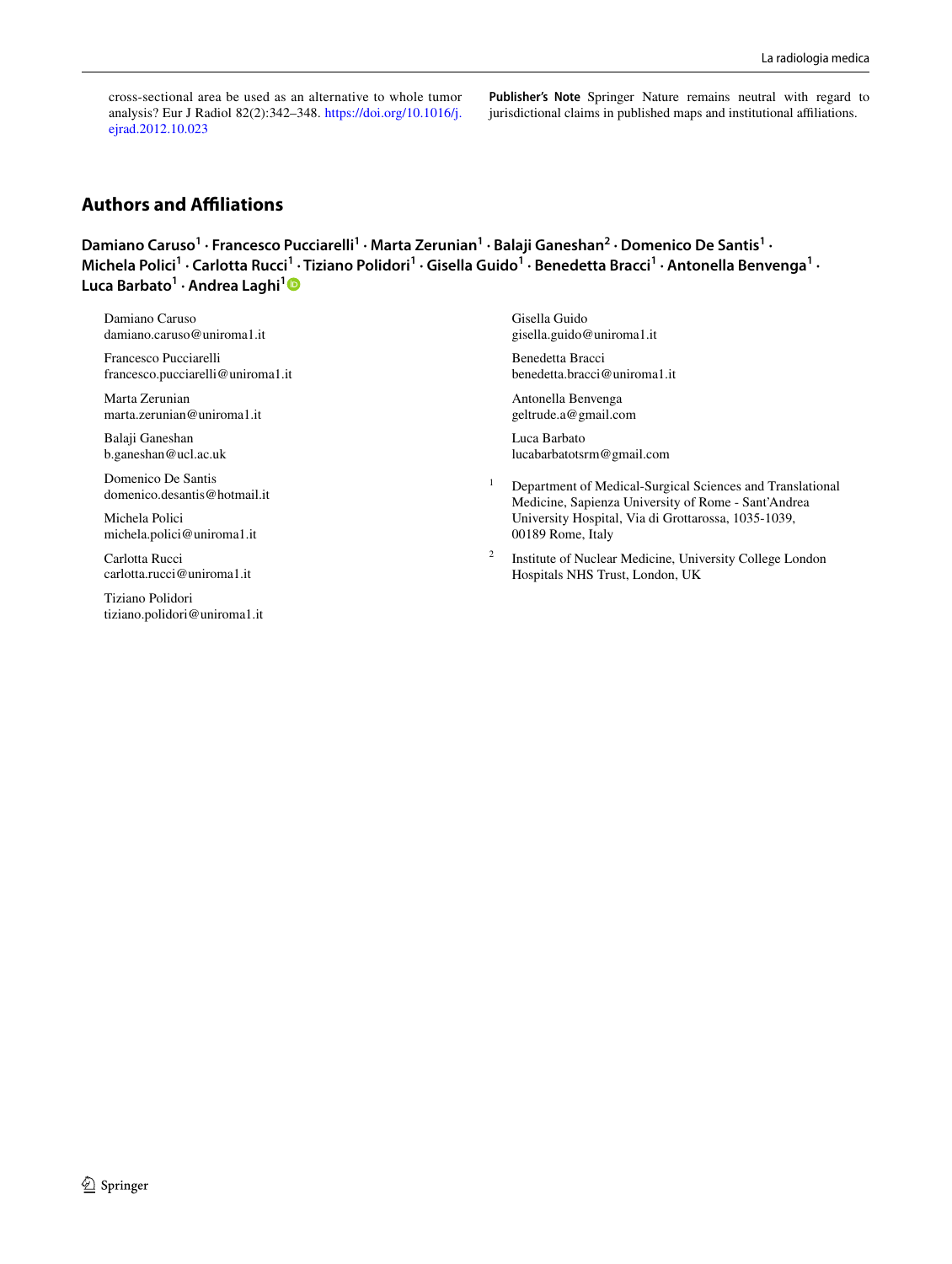cross-sectional area be used as an alternative to whole tumor analysis? Eur J Radiol 82(2):342–348. https://doi.org/10.1016/j.ejrad.2012.10.023

**Publisher's Note** Springer Nature remains neutral with regard to jurisdictional claims in published maps and institutional affiliations.

## Authors and Affiliations

**Damiano Caruso[1] · Francesco Pucciarelli[1] · Marta Zerunian[1] · Balaji Ganeshan[2] · Domenico De Santis[1] · Michela Polici[1] · Carlotta Rucci[1] · Tiziano Polidori[1] · Gisella Guido[1] · Benedetta Bracci[1] · Antonella Benvenga[1] · Luca Barbato[1] · Andrea Laghi[1]**

Damiano Caruso
damiano.caruso@uniroma1.it

Francesco Pucciarelli
francesco.pucciarelli@uniroma1.it

Marta Zerunian
marta.zerunian@uniroma1.it

Balaji Ganeshan
b.ganeshan@ucl.ac.uk

Domenico De Santis
domenico.desantis@hotmail.it

Michela Polici
michela.polici@uniroma1.it

Carlotta Rucci
carlotta.rucci@uniroma1.it

Tiziano Polidori
tiziano.polidori@uniroma1.it

Gisella Guido
gisella.guido@uniroma1.it

Benedetta Bracci
benedetta.bracci@uniroma1.it

Antonella Benvenga
geltrude.a@gmail.com

Luca Barbato
lucabarbatotsrm@gmail.com

[1] Department of Medical-Surgical Sciences and Translational Medicine, Sapienza University of Rome - Sant'Andrea University Hospital, Via di Grottarossa, 1035-1039, 00189 Rome, Italy

[2] Institute of Nuclear Medicine, University College London Hospitals NHS Trust, London, UK